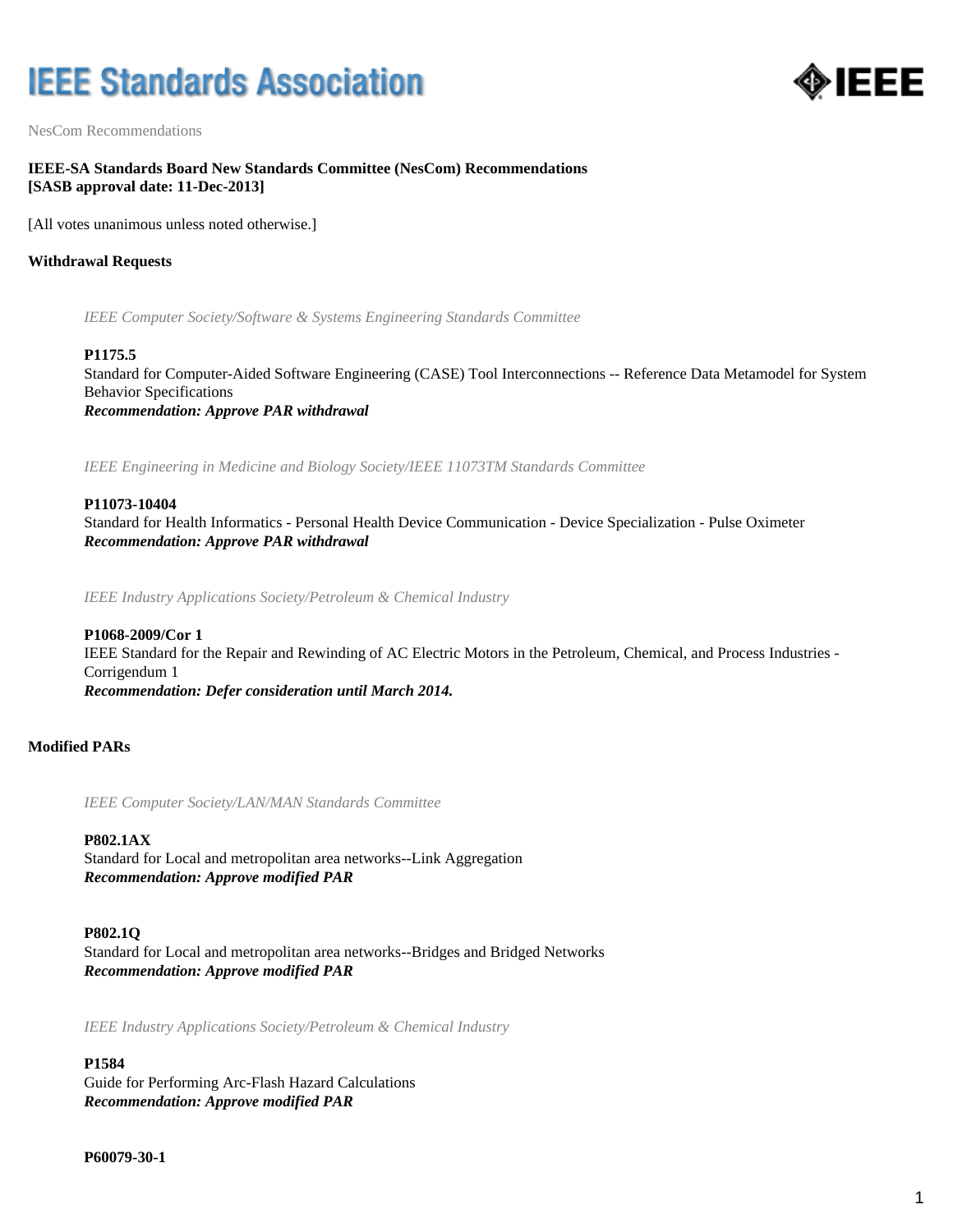# IEEE Standards Association

NesCom Recommendations

**IEEE-SA Standards Board New Standards Committee (NesCom) Recommendations**
**[SASB approval date: 11-Dec-2013]**

[All votes unanimous unless noted otherwise.]

## Withdrawal Requests

*IEEE Computer Society/Software & Systems Engineering Standards Committee*

**P1175.5**
Standard for Computer-Aided Software Engineering (CASE) Tool Interconnections -- Reference Data Metamodel for System Behavior Specifications
***Recommendation: Approve PAR withdrawal***

*IEEE Engineering in Medicine and Biology Society/IEEE 11073TM Standards Committee*

**P11073-10404**
Standard for Health Informatics - Personal Health Device Communication - Device Specialization - Pulse Oximeter
***Recommendation: Approve PAR withdrawal***

*IEEE Industry Applications Society/Petroleum & Chemical Industry*

**P1068-2009/Cor 1**
IEEE Standard for the Repair and Rewinding of AC Electric Motors in the Petroleum, Chemical, and Process Industries - Corrigendum 1
***Recommendation: Defer consideration until March 2014.***

## Modified PARs

*IEEE Computer Society/LAN/MAN Standards Committee*

**P802.1AX**
Standard for Local and metropolitan area networks--Link Aggregation
***Recommendation: Approve modified PAR***

**P802.1Q**
Standard for Local and metropolitan area networks--Bridges and Bridged Networks
***Recommendation: Approve modified PAR***

*IEEE Industry Applications Society/Petroleum & Chemical Industry*

**P1584**
Guide for Performing Arc-Flash Hazard Calculations
***Recommendation: Approve modified PAR***

**P60079-30-1**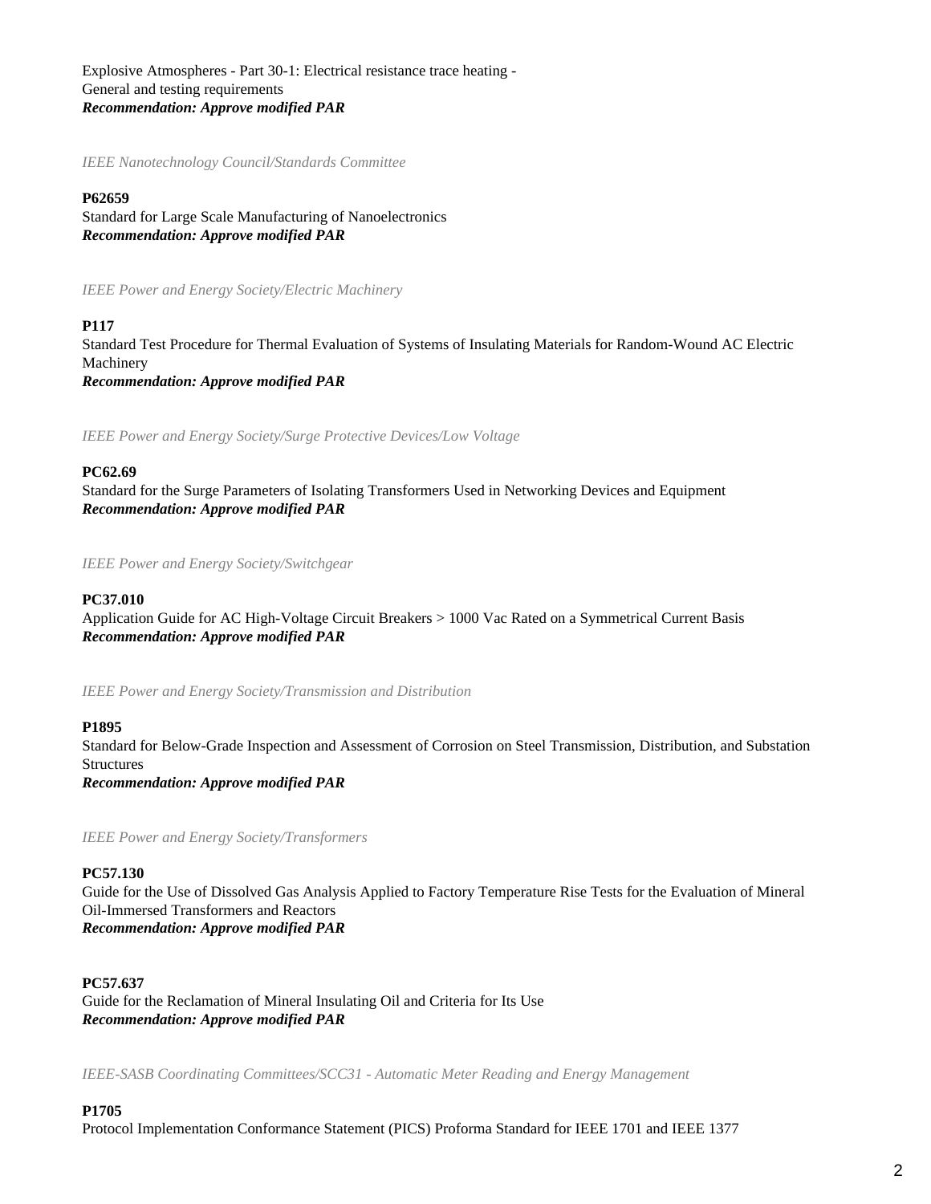Explosive Atmospheres - Part 30-1: Electrical resistance trace heating - General and testing requirements
***Recommendation: Approve modified PAR***

*IEEE Nanotechnology Council/Standards Committee*

**P62659**
Standard for Large Scale Manufacturing of Nanoelectronics
***Recommendation: Approve modified PAR***

*IEEE Power and Energy Society/Electric Machinery*

**P117**
Standard Test Procedure for Thermal Evaluation of Systems of Insulating Materials for Random-Wound AC Electric Machinery
***Recommendation: Approve modified PAR***

*IEEE Power and Energy Society/Surge Protective Devices/Low Voltage*

**PC62.69**
Standard for the Surge Parameters of Isolating Transformers Used in Networking Devices and Equipment
***Recommendation: Approve modified PAR***

*IEEE Power and Energy Society/Switchgear*

**PC37.010**
Application Guide for AC High-Voltage Circuit Breakers > 1000 Vac Rated on a Symmetrical Current Basis
***Recommendation: Approve modified PAR***

*IEEE Power and Energy Society/Transmission and Distribution*

**P1895**
Standard for Below-Grade Inspection and Assessment of Corrosion on Steel Transmission, Distribution, and Substation Structures
***Recommendation: Approve modified PAR***

*IEEE Power and Energy Society/Transformers*

**PC57.130**
Guide for the Use of Dissolved Gas Analysis Applied to Factory Temperature Rise Tests for the Evaluation of Mineral Oil-Immersed Transformers and Reactors
***Recommendation: Approve modified PAR***

**PC57.637**
Guide for the Reclamation of Mineral Insulating Oil and Criteria for Its Use
***Recommendation: Approve modified PAR***

*IEEE-SASB Coordinating Committees/SCC31 - Automatic Meter Reading and Energy Management*

**P1705**
Protocol Implementation Conformance Statement (PICS) Proforma Standard for IEEE 1701 and IEEE 1377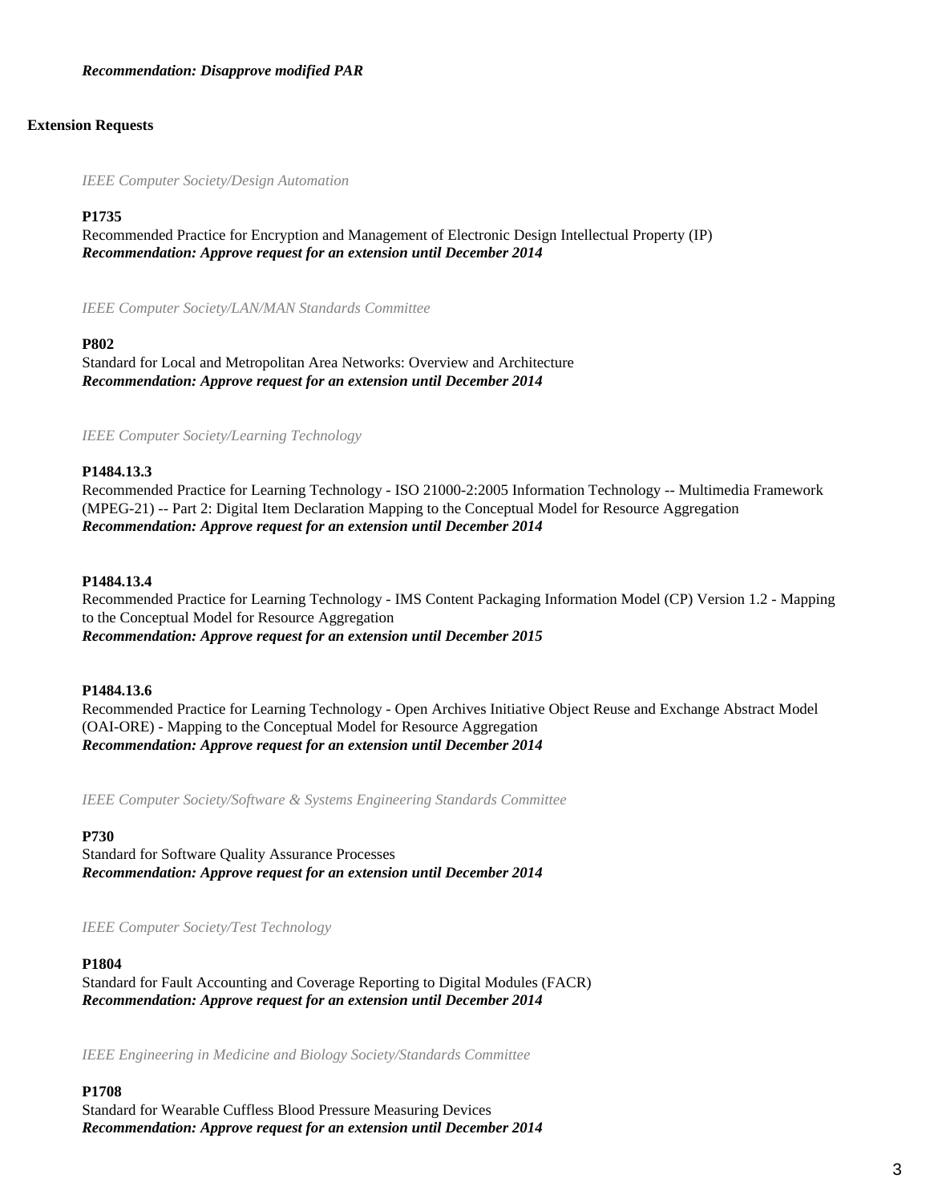***Recommendation: Disapprove modified PAR***

**Extension Requests**

*IEEE Computer Society/Design Automation*

**P1735**
Recommended Practice for Encryption and Management of Electronic Design Intellectual Property (IP)
***Recommendation: Approve request for an extension until December 2014***

*IEEE Computer Society/LAN/MAN Standards Committee*

**P802**
Standard for Local and Metropolitan Area Networks: Overview and Architecture
***Recommendation: Approve request for an extension until December 2014***

*IEEE Computer Society/Learning Technology*

**P1484.13.3**
Recommended Practice for Learning Technology - ISO 21000-2:2005 Information Technology -- Multimedia Framework (MPEG-21) -- Part 2: Digital Item Declaration Mapping to the Conceptual Model for Resource Aggregation
***Recommendation: Approve request for an extension until December 2014***

**P1484.13.4**
Recommended Practice for Learning Technology - IMS Content Packaging Information Model (CP) Version 1.2 - Mapping to the Conceptual Model for Resource Aggregation
***Recommendation: Approve request for an extension until December 2015***

**P1484.13.6**
Recommended Practice for Learning Technology - Open Archives Initiative Object Reuse and Exchange Abstract Model (OAI-ORE) - Mapping to the Conceptual Model for Resource Aggregation
***Recommendation: Approve request for an extension until December 2014***

*IEEE Computer Society/Software & Systems Engineering Standards Committee*

**P730**
Standard for Software Quality Assurance Processes
***Recommendation: Approve request for an extension until December 2014***

*IEEE Computer Society/Test Technology*

**P1804**
Standard for Fault Accounting and Coverage Reporting to Digital Modules (FACR)
***Recommendation: Approve request for an extension until December 2014***

*IEEE Engineering in Medicine and Biology Society/Standards Committee*

**P1708**
Standard for Wearable Cuffless Blood Pressure Measuring Devices
***Recommendation: Approve request for an extension until December 2014***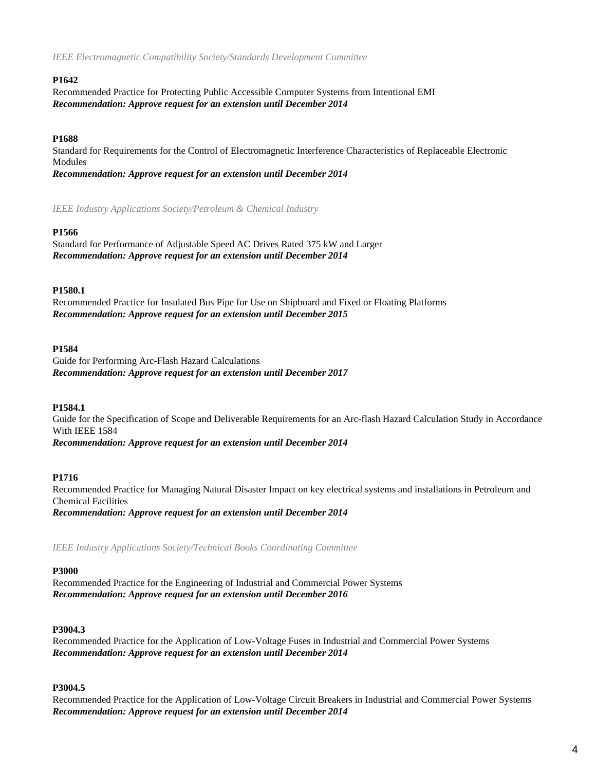*IEEE Electromagnetic Compatibility Society/Standards Development Committee*

**P1642**

Recommended Practice for Protecting Public Accessible Computer Systems from Intentional EMI

***Recommendation: Approve request for an extension until December 2014***

**P1688**

Standard for Requirements for the Control of Electromagnetic Interference Characteristics of Replaceable Electronic Modules

***Recommendation: Approve request for an extension until December 2014***

*IEEE Industry Applications Society/Petroleum & Chemical Industry*

**P1566**

Standard for Performance of Adjustable Speed AC Drives Rated 375 kW and Larger

***Recommendation: Approve request for an extension until December 2014***

**P1580.1**

Recommended Practice for Insulated Bus Pipe for Use on Shipboard and Fixed or Floating Platforms

***Recommendation: Approve request for an extension until December 2015***

**P1584**

Guide for Performing Arc-Flash Hazard Calculations

***Recommendation: Approve request for an extension until December 2017***

**P1584.1**

Guide for the Specification of Scope and Deliverable Requirements for an Arc-flash Hazard Calculation Study in Accordance With IEEE 1584

***Recommendation: Approve request for an extension until December 2014***

**P1716**

Recommended Practice for Managing Natural Disaster Impact on key electrical systems and installations in Petroleum and Chemical Facilities

***Recommendation: Approve request for an extension until December 2014***

*IEEE Industry Applications Society/Technical Books Coordinating Committee*

**P3000**

Recommended Practice for the Engineering of Industrial and Commercial Power Systems

***Recommendation: Approve request for an extension until December 2016***

**P3004.3**

Recommended Practice for the Application of Low-Voltage Fuses in Industrial and Commercial Power Systems

***Recommendation: Approve request for an extension until December 2014***

**P3004.5**

Recommended Practice for the Application of Low-Voltage Circuit Breakers in Industrial and Commercial Power Systems

***Recommendation: Approve request for an extension until December 2014***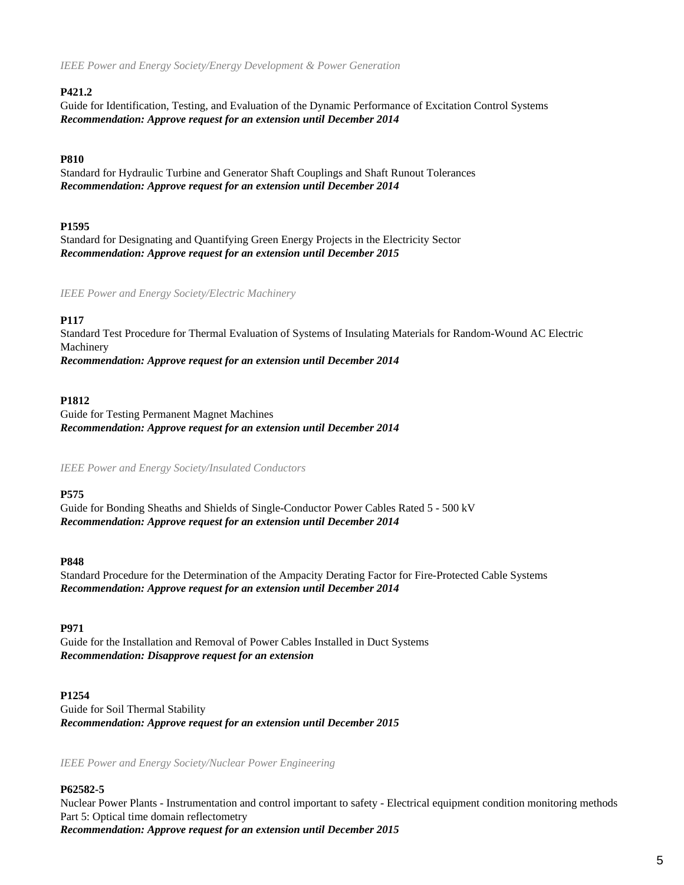*IEEE Power and Energy Society/Energy Development & Power Generation*

**P421.2**
Guide for Identification, Testing, and Evaluation of the Dynamic Performance of Excitation Control Systems
***Recommendation: Approve request for an extension until December 2014***

**P810**
Standard for Hydraulic Turbine and Generator Shaft Couplings and Shaft Runout Tolerances
***Recommendation: Approve request for an extension until December 2014***

**P1595**
Standard for Designating and Quantifying Green Energy Projects in the Electricity Sector
***Recommendation: Approve request for an extension until December 2015***

*IEEE Power and Energy Society/Electric Machinery*

**P117**
Standard Test Procedure for Thermal Evaluation of Systems of Insulating Materials for Random-Wound AC Electric Machinery
***Recommendation: Approve request for an extension until December 2014***

**P1812**
Guide for Testing Permanent Magnet Machines
***Recommendation: Approve request for an extension until December 2014***

*IEEE Power and Energy Society/Insulated Conductors*

**P575**
Guide for Bonding Sheaths and Shields of Single-Conductor Power Cables Rated 5 - 500 kV
***Recommendation: Approve request for an extension until December 2014***

**P848**
Standard Procedure for the Determination of the Ampacity Derating Factor for Fire-Protected Cable Systems
***Recommendation: Approve request for an extension until December 2014***

**P971**
Guide for the Installation and Removal of Power Cables Installed in Duct Systems
***Recommendation: Disapprove request for an extension***

**P1254**
Guide for Soil Thermal Stability
***Recommendation: Approve request for an extension until December 2015***

*IEEE Power and Energy Society/Nuclear Power Engineering*

**P62582-5**
Nuclear Power Plants - Instrumentation and control important to safety - Electrical equipment condition monitoring methods Part 5: Optical time domain reflectometry
***Recommendation: Approve request for an extension until December 2015***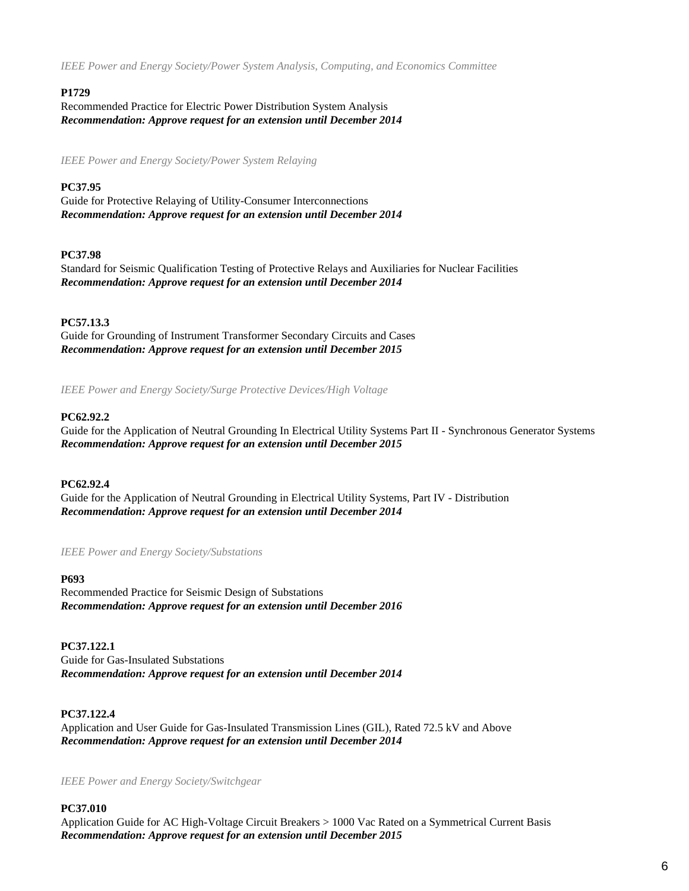*IEEE Power and Energy Society/Power System Analysis, Computing, and Economics Committee*

**P1729**
Recommended Practice for Electric Power Distribution System Analysis
***Recommendation: Approve request for an extension until December 2014***

*IEEE Power and Energy Society/Power System Relaying*

**PC37.95**
Guide for Protective Relaying of Utility-Consumer Interconnections
***Recommendation: Approve request for an extension until December 2014***

**PC37.98**
Standard for Seismic Qualification Testing of Protective Relays and Auxiliaries for Nuclear Facilities
***Recommendation: Approve request for an extension until December 2014***

**PC57.13.3**
Guide for Grounding of Instrument Transformer Secondary Circuits and Cases
***Recommendation: Approve request for an extension until December 2015***

*IEEE Power and Energy Society/Surge Protective Devices/High Voltage*

**PC62.92.2**
Guide for the Application of Neutral Grounding In Electrical Utility Systems Part II - Synchronous Generator Systems
***Recommendation: Approve request for an extension until December 2015***

**PC62.92.4**
Guide for the Application of Neutral Grounding in Electrical Utility Systems, Part IV - Distribution
***Recommendation: Approve request for an extension until December 2014***

*IEEE Power and Energy Society/Substations*

**P693**
Recommended Practice for Seismic Design of Substations
***Recommendation: Approve request for an extension until December 2016***

**PC37.122.1**
Guide for Gas-Insulated Substations
***Recommendation: Approve request for an extension until December 2014***

**PC37.122.4**
Application and User Guide for Gas-Insulated Transmission Lines (GIL), Rated 72.5 kV and Above
***Recommendation: Approve request for an extension until December 2014***

*IEEE Power and Energy Society/Switchgear*

**PC37.010**
Application Guide for AC High-Voltage Circuit Breakers > 1000 Vac Rated on a Symmetrical Current Basis
***Recommendation: Approve request for an extension until December 2015***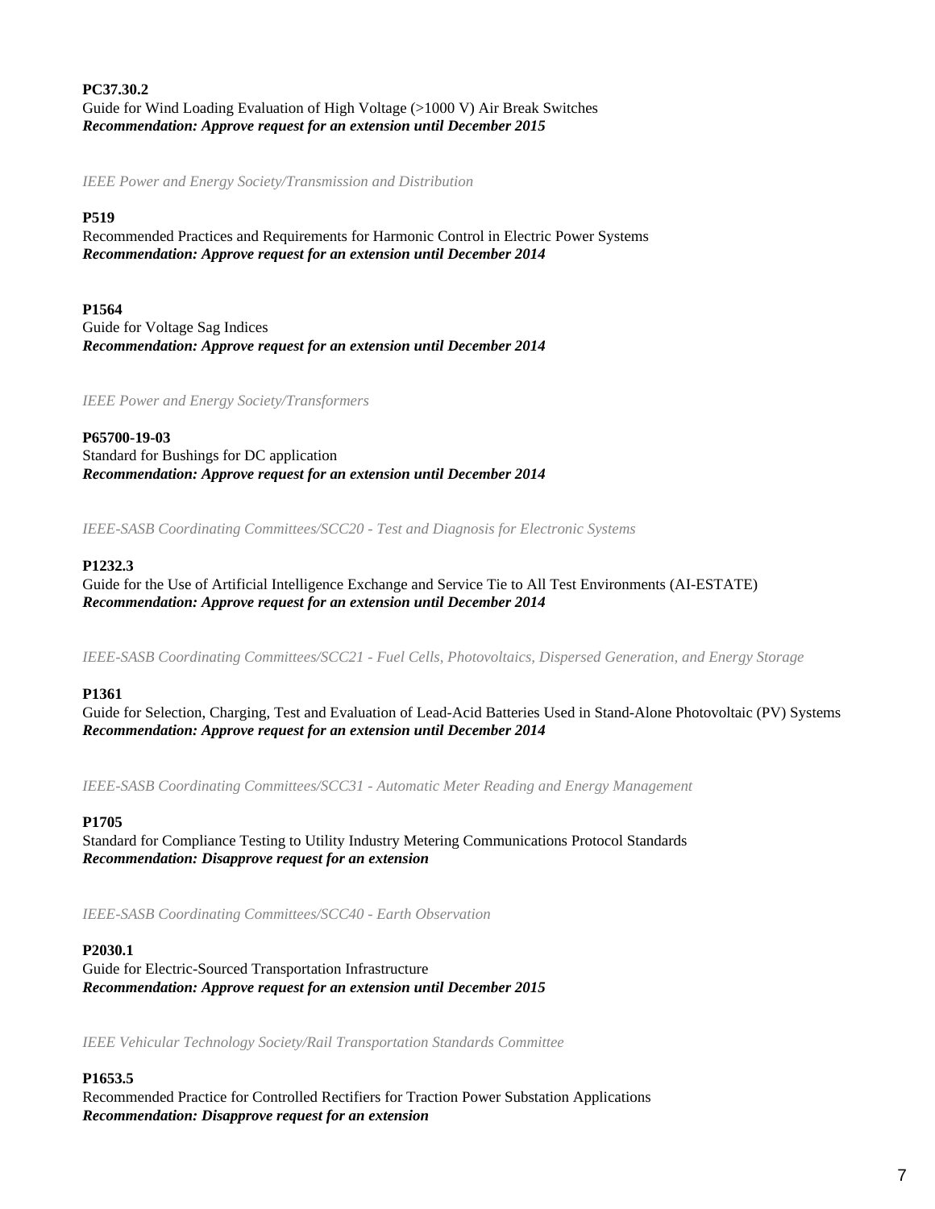**PC37.30.2**
Guide for Wind Loading Evaluation of High Voltage (>1000 V) Air Break Switches
***Recommendation: Approve request for an extension until December 2015***

*IEEE Power and Energy Society/Transmission and Distribution*

**P519**
Recommended Practices and Requirements for Harmonic Control in Electric Power Systems
***Recommendation: Approve request for an extension until December 2014***

**P1564**
Guide for Voltage Sag Indices
***Recommendation: Approve request for an extension until December 2014***

*IEEE Power and Energy Society/Transformers*

**P65700-19-03**
Standard for Bushings for DC application
***Recommendation: Approve request for an extension until December 2014***

*IEEE-SASB Coordinating Committees/SCC20 - Test and Diagnosis for Electronic Systems*

**P1232.3**
Guide for the Use of Artificial Intelligence Exchange and Service Tie to All Test Environments (AI-ESTATE)
***Recommendation: Approve request for an extension until December 2014***

*IEEE-SASB Coordinating Committees/SCC21 - Fuel Cells, Photovoltaics, Dispersed Generation, and Energy Storage*

**P1361**
Guide for Selection, Charging, Test and Evaluation of Lead-Acid Batteries Used in Stand-Alone Photovoltaic (PV) Systems
***Recommendation: Approve request for an extension until December 2014***

*IEEE-SASB Coordinating Committees/SCC31 - Automatic Meter Reading and Energy Management*

**P1705**
Standard for Compliance Testing to Utility Industry Metering Communications Protocol Standards
***Recommendation: Disapprove request for an extension***

*IEEE-SASB Coordinating Committees/SCC40 - Earth Observation*

**P2030.1**
Guide for Electric-Sourced Transportation Infrastructure
***Recommendation: Approve request for an extension until December 2015***

*IEEE Vehicular Technology Society/Rail Transportation Standards Committee*

**P1653.5**
Recommended Practice for Controlled Rectifiers for Traction Power Substation Applications
***Recommendation: Disapprove request for an extension***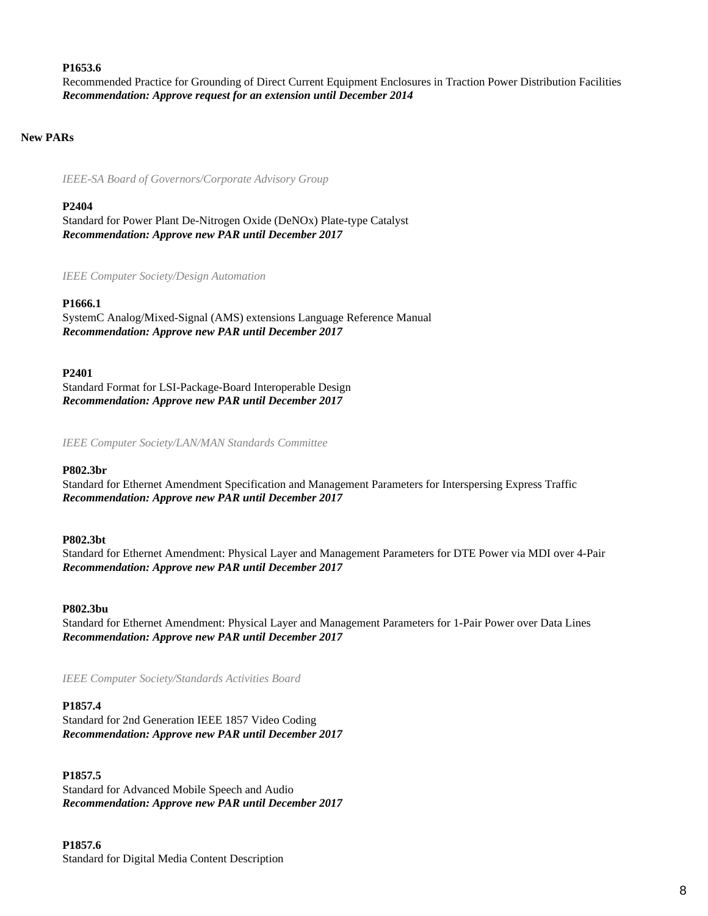**P1653.6**
Recommended Practice for Grounding of Direct Current Equipment Enclosures in Traction Power Distribution Facilities
***Recommendation: Approve request for an extension until December 2014***

**New PARs**

*IEEE-SA Board of Governors/Corporate Advisory Group*

**P2404**
Standard for Power Plant De-Nitrogen Oxide (DeNOx) Plate-type Catalyst
***Recommendation: Approve new PAR until December 2017***

*IEEE Computer Society/Design Automation*

**P1666.1**
SystemC Analog/Mixed-Signal (AMS) extensions Language Reference Manual
***Recommendation: Approve new PAR until December 2017***

**P2401**
Standard Format for LSI-Package-Board Interoperable Design
***Recommendation: Approve new PAR until December 2017***

*IEEE Computer Society/LAN/MAN Standards Committee*

**P802.3br**
Standard for Ethernet Amendment Specification and Management Parameters for Interspersing Express Traffic
***Recommendation: Approve new PAR until December 2017***

**P802.3bt**
Standard for Ethernet Amendment: Physical Layer and Management Parameters for DTE Power via MDI over 4-Pair
***Recommendation: Approve new PAR until December 2017***

**P802.3bu**
Standard for Ethernet Amendment: Physical Layer and Management Parameters for 1-Pair Power over Data Lines
***Recommendation: Approve new PAR until December 2017***

*IEEE Computer Society/Standards Activities Board*

**P1857.4**
Standard for 2nd Generation IEEE 1857 Video Coding
***Recommendation: Approve new PAR until December 2017***

**P1857.5**
Standard for Advanced Mobile Speech and Audio
***Recommendation: Approve new PAR until December 2017***

**P1857.6**
Standard for Digital Media Content Description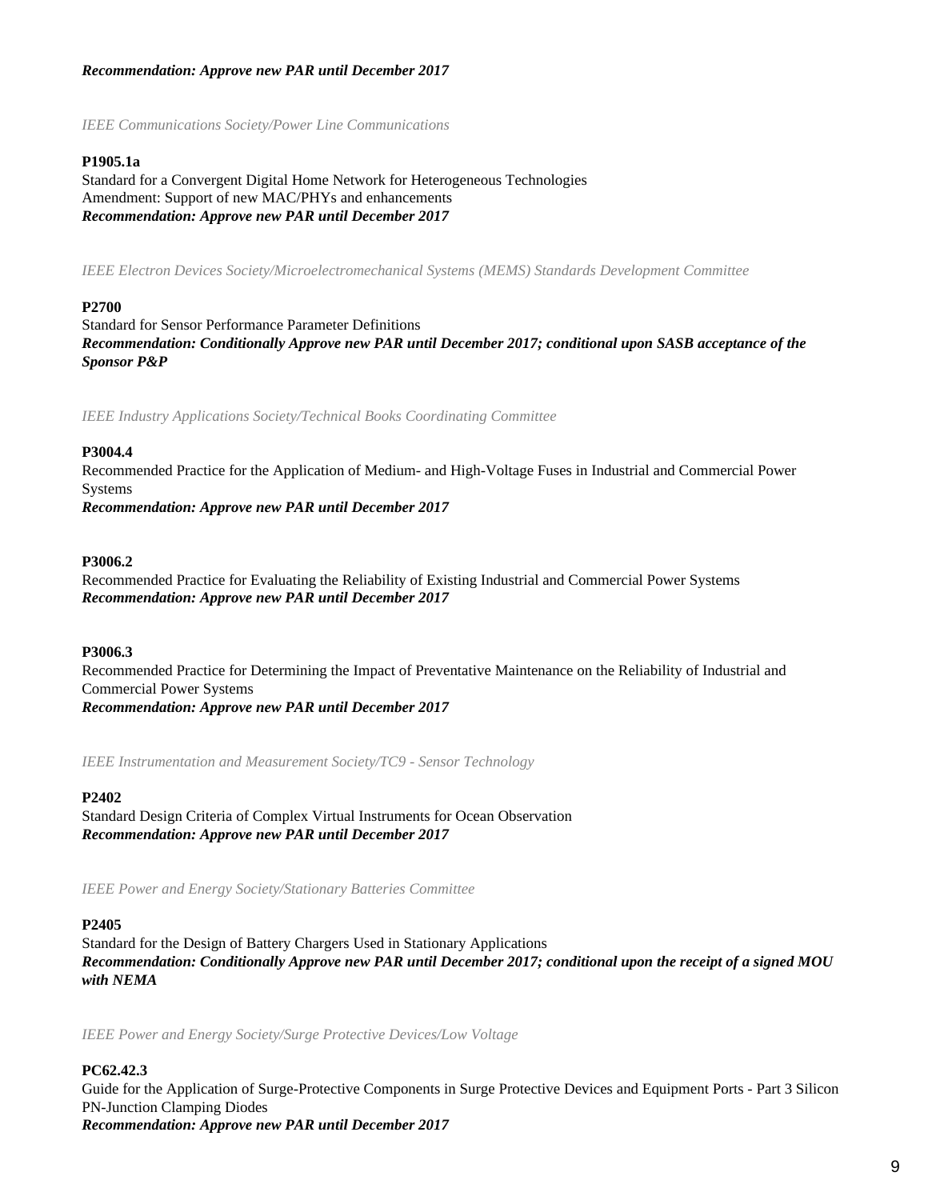***Recommendation: Approve new PAR until December 2017***

*IEEE Communications Society/Power Line Communications*

**P1905.1a**
Standard for a Convergent Digital Home Network for Heterogeneous Technologies
Amendment: Support of new MAC/PHYs and enhancements
***Recommendation: Approve new PAR until December 2017***

*IEEE Electron Devices Society/Microelectromechanical Systems (MEMS) Standards Development Committee*

**P2700**
Standard for Sensor Performance Parameter Definitions
***Recommendation: Conditionally Approve new PAR until December 2017; conditional upon SASB acceptance of the Sponsor P&P***

*IEEE Industry Applications Society/Technical Books Coordinating Committee*

**P3004.4**
Recommended Practice for the Application of Medium- and High-Voltage Fuses in Industrial and Commercial Power Systems
***Recommendation: Approve new PAR until December 2017***

**P3006.2**
Recommended Practice for Evaluating the Reliability of Existing Industrial and Commercial Power Systems
***Recommendation: Approve new PAR until December 2017***

**P3006.3**
Recommended Practice for Determining the Impact of Preventative Maintenance on the Reliability of Industrial and Commercial Power Systems
***Recommendation: Approve new PAR until December 2017***

*IEEE Instrumentation and Measurement Society/TC9 - Sensor Technology*

**P2402**
Standard Design Criteria of Complex Virtual Instruments for Ocean Observation
***Recommendation: Approve new PAR until December 2017***

*IEEE Power and Energy Society/Stationary Batteries Committee*

**P2405**
Standard for the Design of Battery Chargers Used in Stationary Applications
***Recommendation: Conditionally Approve new PAR until December 2017; conditional upon the receipt of a signed MOU with NEMA***

*IEEE Power and Energy Society/Surge Protective Devices/Low Voltage*

**PC62.42.3**
Guide for the Application of Surge-Protective Components in Surge Protective Devices and Equipment Ports - Part 3 Silicon PN-Junction Clamping Diodes
***Recommendation: Approve new PAR until December 2017***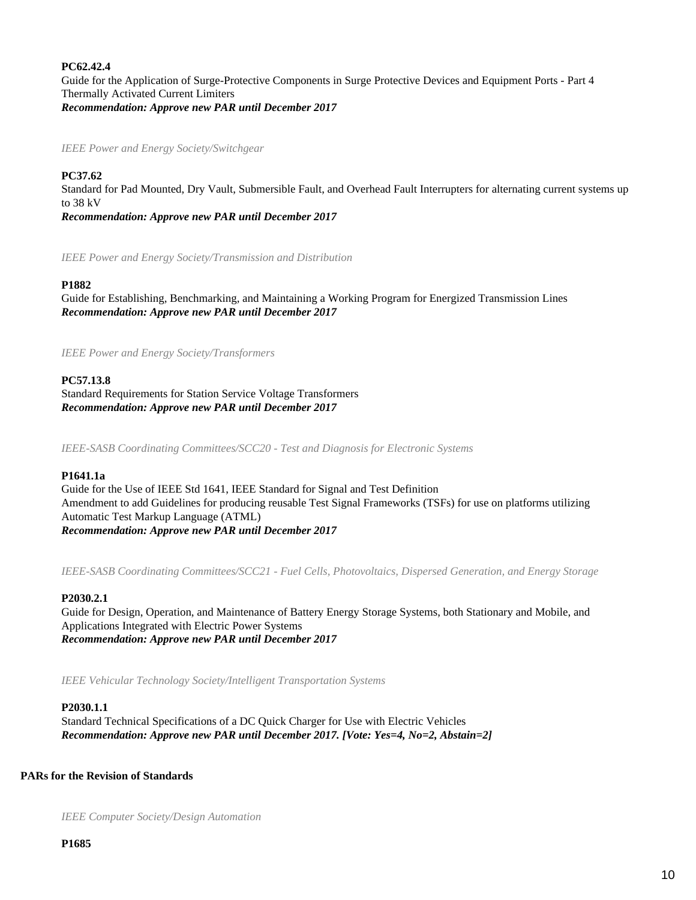**PC62.42.4**
Guide for the Application of Surge-Protective Components in Surge Protective Devices and Equipment Ports - Part 4 Thermally Activated Current Limiters
***Recommendation: Approve new PAR until December 2017***

*IEEE Power and Energy Society/Switchgear*

**PC37.62**
Standard for Pad Mounted, Dry Vault, Submersible Fault, and Overhead Fault Interrupters for alternating current systems up to 38 kV
***Recommendation: Approve new PAR until December 2017***

*IEEE Power and Energy Society/Transmission and Distribution*

**P1882**
Guide for Establishing, Benchmarking, and Maintaining a Working Program for Energized Transmission Lines
***Recommendation: Approve new PAR until December 2017***

*IEEE Power and Energy Society/Transformers*

**PC57.13.8**
Standard Requirements for Station Service Voltage Transformers
***Recommendation: Approve new PAR until December 2017***

*IEEE-SASB Coordinating Committees/SCC20 - Test and Diagnosis for Electronic Systems*

**P1641.1a**
Guide for the Use of IEEE Std 1641, IEEE Standard for Signal and Test Definition
Amendment to add Guidelines for producing reusable Test Signal Frameworks (TSFs) for use on platforms utilizing Automatic Test Markup Language (ATML)
***Recommendation: Approve new PAR until December 2017***

*IEEE-SASB Coordinating Committees/SCC21 - Fuel Cells, Photovoltaics, Dispersed Generation, and Energy Storage*

**P2030.2.1**
Guide for Design, Operation, and Maintenance of Battery Energy Storage Systems, both Stationary and Mobile, and Applications Integrated with Electric Power Systems
***Recommendation: Approve new PAR until December 2017***

*IEEE Vehicular Technology Society/Intelligent Transportation Systems*

**P2030.1.1**
Standard Technical Specifications of a DC Quick Charger for Use with Electric Vehicles
***Recommendation: Approve new PAR until December 2017. [Vote: Yes=4, No=2, Abstain=2]***

**PARs for the Revision of Standards**

*IEEE Computer Society/Design Automation*

**P1685**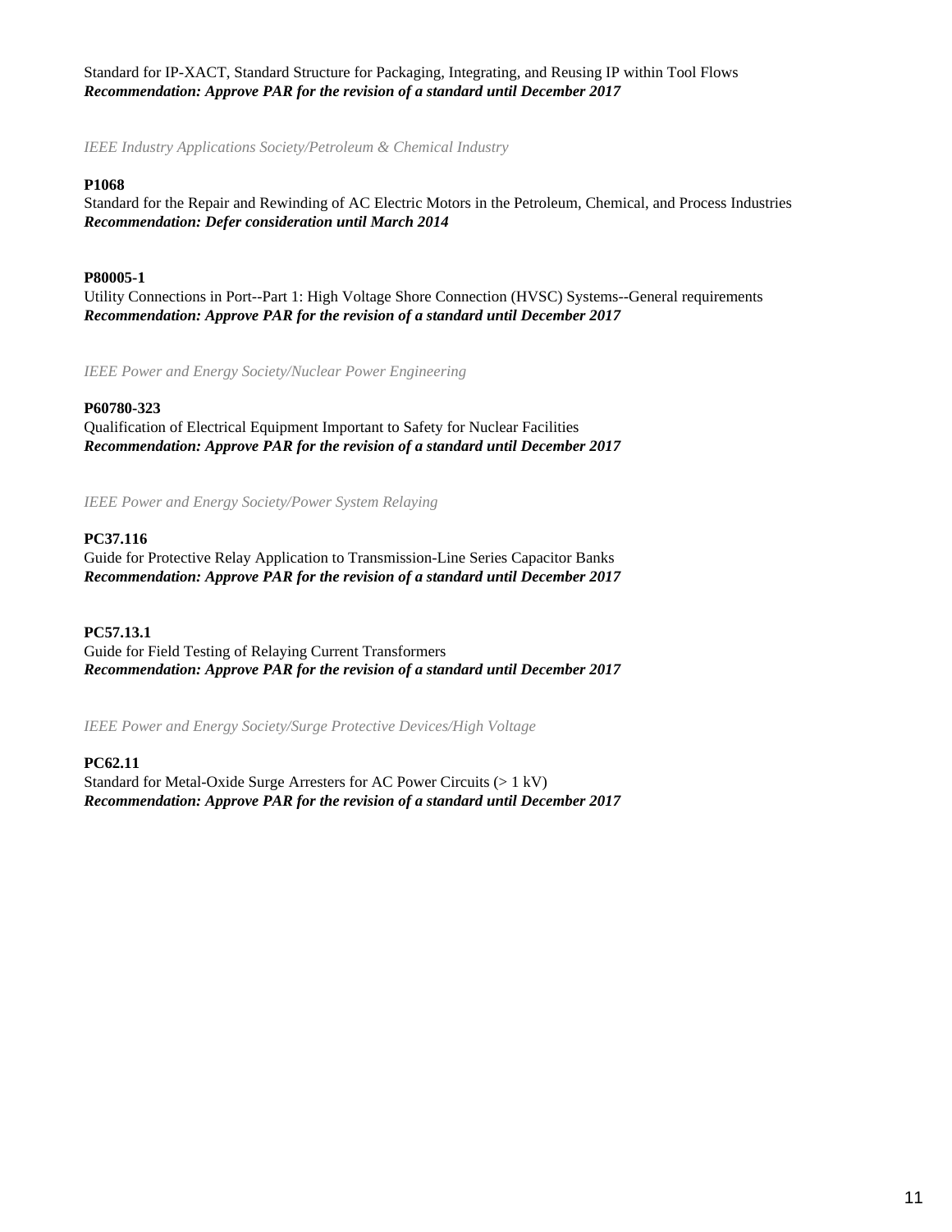Standard for IP-XACT, Standard Structure for Packaging, Integrating, and Reusing IP within Tool Flows
***Recommendation: Approve PAR for the revision of a standard until December 2017***

*IEEE Industry Applications Society/Petroleum & Chemical Industry*

**P1068**
Standard for the Repair and Rewinding of AC Electric Motors in the Petroleum, Chemical, and Process Industries
***Recommendation: Defer consideration until March 2014***

**P80005-1**
Utility Connections in Port--Part 1: High Voltage Shore Connection (HVSC) Systems--General requirements
***Recommendation: Approve PAR for the revision of a standard until December 2017***

*IEEE Power and Energy Society/Nuclear Power Engineering*

**P60780-323**
Qualification of Electrical Equipment Important to Safety for Nuclear Facilities
***Recommendation: Approve PAR for the revision of a standard until December 2017***

*IEEE Power and Energy Society/Power System Relaying*

**PC37.116**
Guide for Protective Relay Application to Transmission-Line Series Capacitor Banks
***Recommendation: Approve PAR for the revision of a standard until December 2017***

**PC57.13.1**
Guide for Field Testing of Relaying Current Transformers
***Recommendation: Approve PAR for the revision of a standard until December 2017***

*IEEE Power and Energy Society/Surge Protective Devices/High Voltage*

**PC62.11**
Standard for Metal-Oxide Surge Arresters for AC Power Circuits (> 1 kV)
***Recommendation: Approve PAR for the revision of a standard until December 2017***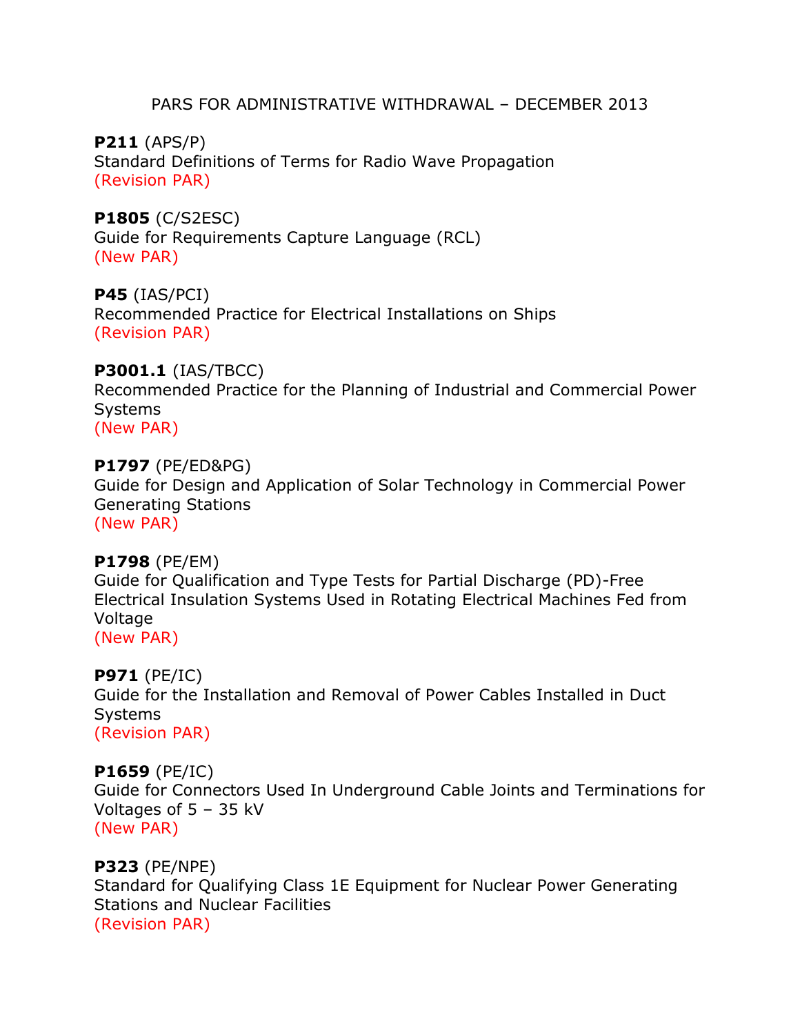PARS FOR ADMINISTRATIVE WITHDRAWAL – DECEMBER 2013

**P211** (APS/P)
Standard Definitions of Terms for Radio Wave Propagation
(Revision PAR)

**P1805** (C/S2ESC)
Guide for Requirements Capture Language (RCL)
(New PAR)

**P45** (IAS/PCI)
Recommended Practice for Electrical Installations on Ships
(Revision PAR)

**P3001.1** (IAS/TBCC)
Recommended Practice for the Planning of Industrial and Commercial Power Systems
(New PAR)

**P1797** (PE/ED&PG)
Guide for Design and Application of Solar Technology in Commercial Power Generating Stations
(New PAR)

**P1798** (PE/EM)
Guide for Qualification and Type Tests for Partial Discharge (PD)-Free Electrical Insulation Systems Used in Rotating Electrical Machines Fed from Voltage
(New PAR)

**P971** (PE/IC)
Guide for the Installation and Removal of Power Cables Installed in Duct Systems
(Revision PAR)

**P1659** (PE/IC)
Guide for Connectors Used In Underground Cable Joints and Terminations for Voltages of 5 – 35 kV
(New PAR)

**P323** (PE/NPE)
Standard for Qualifying Class 1E Equipment for Nuclear Power Generating Stations and Nuclear Facilities
(Revision PAR)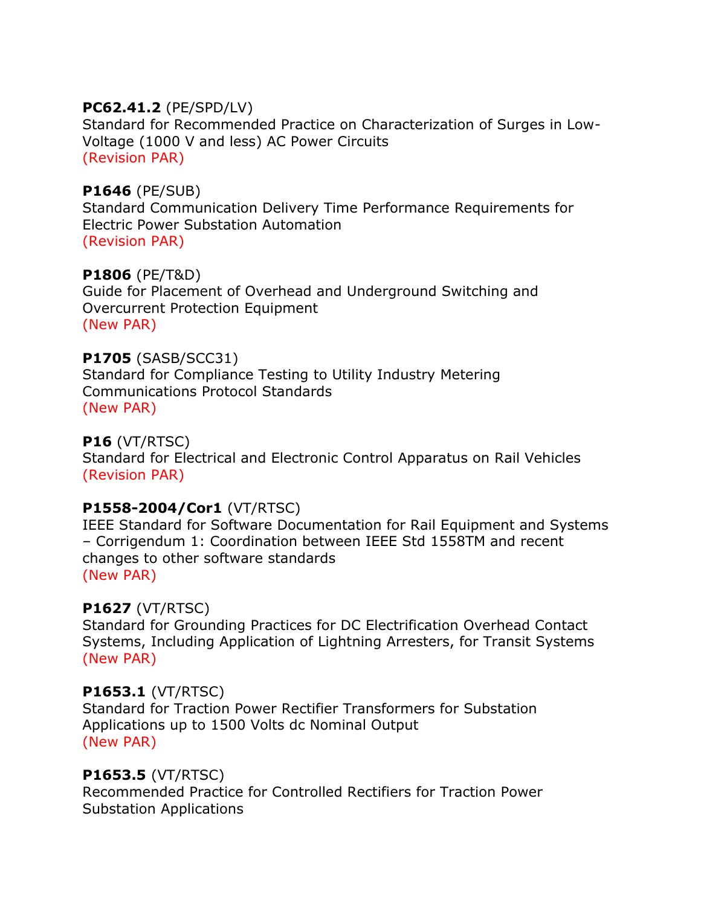**PC62.41.2** (PE/SPD/LV)
Standard for Recommended Practice on Characterization of Surges in Low-Voltage (1000 V and less) AC Power Circuits
(Revision PAR)

**P1646** (PE/SUB)
Standard Communication Delivery Time Performance Requirements for Electric Power Substation Automation
(Revision PAR)

**P1806** (PE/T&D)
Guide for Placement of Overhead and Underground Switching and Overcurrent Protection Equipment
(New PAR)

**P1705** (SASB/SCC31)
Standard for Compliance Testing to Utility Industry Metering Communications Protocol Standards
(New PAR)

**P16** (VT/RTSC)
Standard for Electrical and Electronic Control Apparatus on Rail Vehicles
(Revision PAR)

**P1558-2004/Cor1** (VT/RTSC)
IEEE Standard for Software Documentation for Rail Equipment and Systems – Corrigendum 1: Coordination between IEEE Std 1558TM and recent changes to other software standards
(New PAR)

**P1627** (VT/RTSC)
Standard for Grounding Practices for DC Electrification Overhead Contact Systems, Including Application of Lightning Arresters, for Transit Systems
(New PAR)

**P1653.1** (VT/RTSC)
Standard for Traction Power Rectifier Transformers for Substation Applications up to 1500 Volts dc Nominal Output
(New PAR)

**P1653.5** (VT/RTSC)
Recommended Practice for Controlled Rectifiers for Traction Power Substation Applications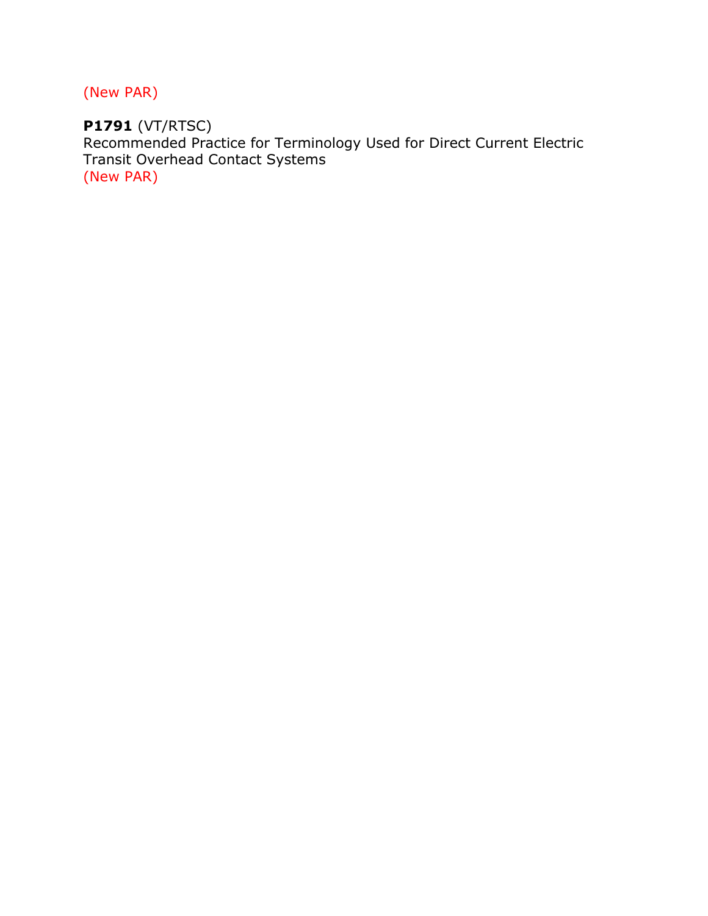(New PAR)

**P1791** (VT/RTSC)
Recommended Practice for Terminology Used for Direct Current Electric Transit Overhead Contact Systems
(New PAR)